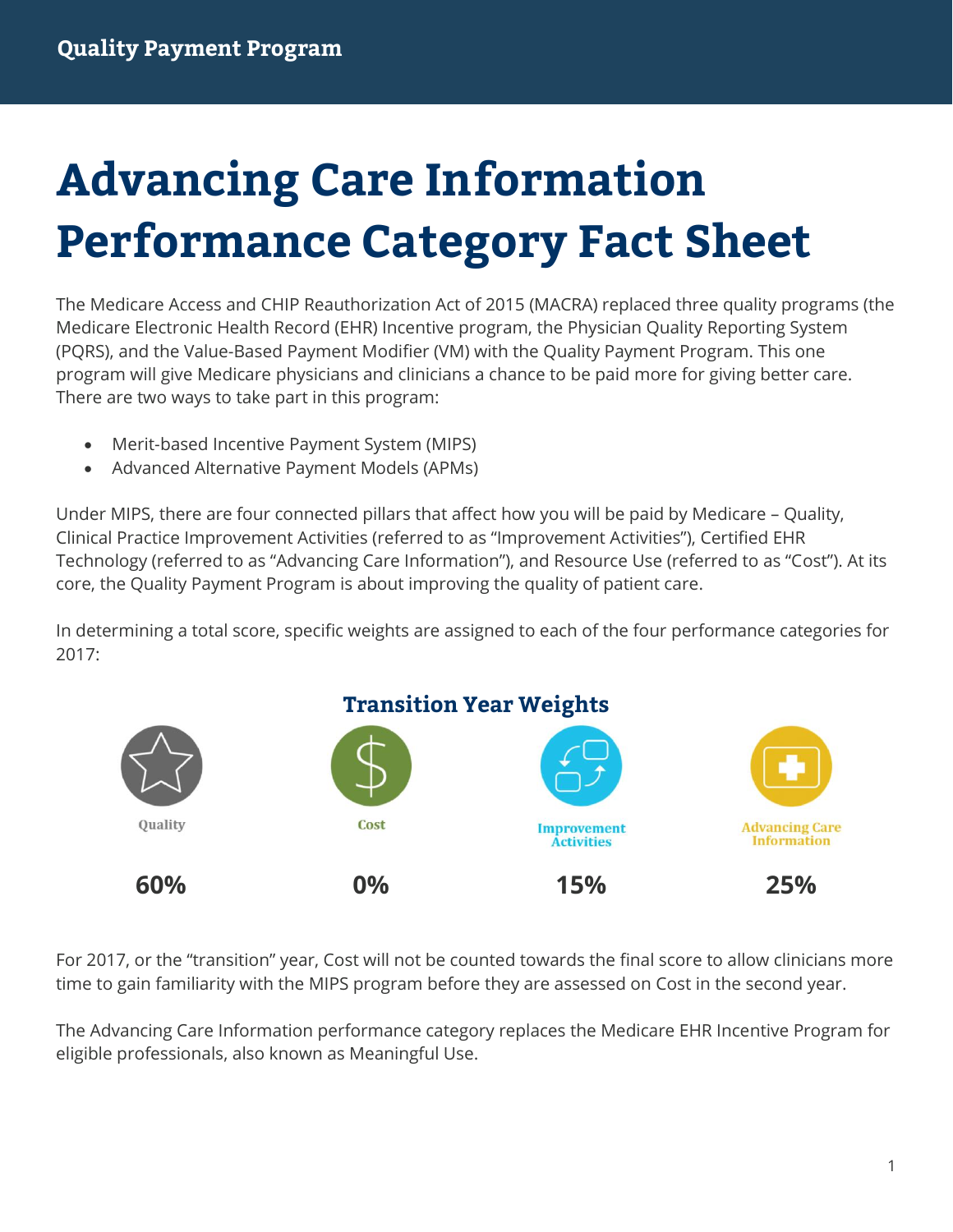Quality Payment Program

# Advancing Care Information Performance Category Fact Sheet

The Medicare Access and CHIP Reauthorization Act of 2015 (MACRA) replaced three quality programs (the Medicare Electronic Health Record (EHR) Incentive program, the Physician Quality Reporting System (PQRS), and the Value-Based Payment Modifier (VM) with the Quality Payment Program. This one program will give Medicare physicians and clinicians a chance to be paid more for giving better care. There are two ways to take part in this program:

- Merit-based Incentive Payment System (MIPS)
- Advanced Alternative Payment Models (APMs)

Under MIPS, there are four connected pillars that affect how you will be paid by Medicare – Quality, Clinical Practice Improvement Activities (referred to as "Improvement Activities"), Certified EHR Technology (referred to as "Advancing Care Information"), and Resource Use (referred to as "Cost"). At its core, the Quality Payment Program is about improving the quality of patient care.

In determining a total score, specific weights are assigned to each of the four performance categories for 2017:

### Transition Year Weights

| Quality | Cost | Improvement Activities | Advancing Care Information |
|---|---|---|---|
| 60% | 0% | 15% | 25% |

For 2017, or the "transition" year, Cost will not be counted towards the final score to allow clinicians more time to gain familiarity with the MIPS program before they are assessed on Cost in the second year.

The Advancing Care Information performance category replaces the Medicare EHR Incentive Program for eligible professionals, also known as Meaningful Use.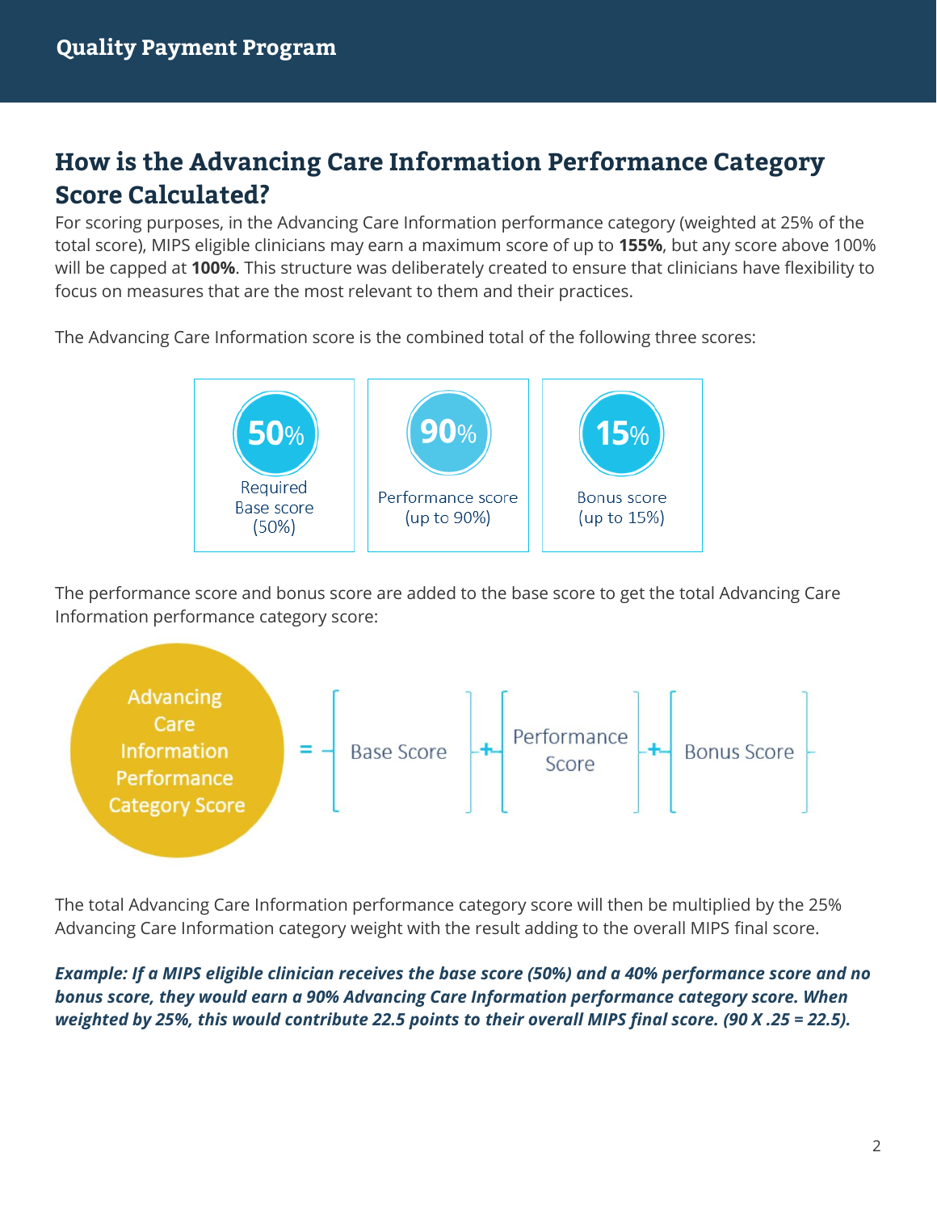## How is the Advancing Care Information Performance Category Score Calculated?

For scoring purposes, in the Advancing Care Information performance category (weighted at 25% of the total score), MIPS eligible clinicians may earn a maximum score of up to **155%**, but any score above 100% will be capped at **100%**. This structure was deliberately created to ensure that clinicians have flexibility to focus on measures that are the most relevant to them and their practices.

The Advancing Care Information score is the combined total of the following three scores:

- **50%** Required Base score (50%)
- **90%** Performance score (up to 90%)
- **15%** Bonus score (up to 15%)

The performance score and bonus score are added to the base score to get the total Advancing Care Information performance category score:

Advancing Care Information Performance Category Score = [Base Score] + [Performance Score] + [Bonus Score]

The total Advancing Care Information performance category score will then be multiplied by the 25% Advancing Care Information category weight with the result adding to the overall MIPS final score.

***Example: If a MIPS eligible clinician receives the base score (50%) and a 40% performance score and no bonus score, they would earn a 90% Advancing Care Information performance category score. When weighted by 25%, this would contribute 22.5 points to their overall MIPS final score. (90 X .25 = 22.5).***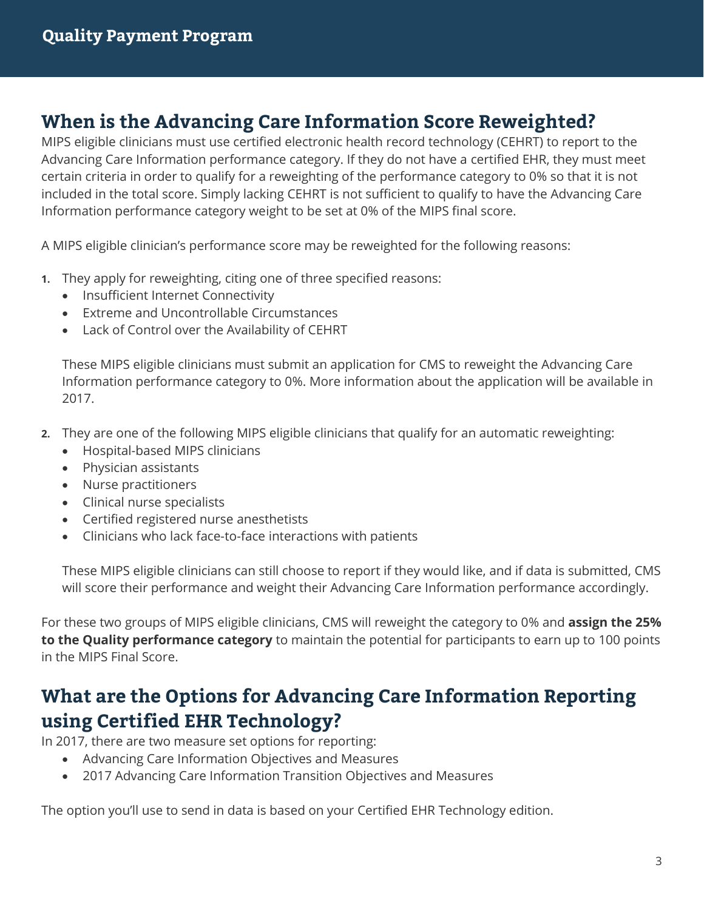## When is the Advancing Care Information Score Reweighted?

MIPS eligible clinicians must use certified electronic health record technology (CEHRT) to report to the Advancing Care Information performance category. If they do not have a certified EHR, they must meet certain criteria in order to qualify for a reweighting of the performance category to 0% so that it is not included in the total score. Simply lacking CEHRT is not sufficient to qualify to have the Advancing Care Information performance category weight to be set at 0% of the MIPS final score.

A MIPS eligible clinician's performance score may be reweighted for the following reasons:

1. They apply for reweighting, citing one of three specified reasons:
   - Insufficient Internet Connectivity
   - Extreme and Uncontrollable Circumstances
   - Lack of Control over the Availability of CEHRT

   These MIPS eligible clinicians must submit an application for CMS to reweight the Advancing Care Information performance category to 0%. More information about the application will be available in 2017.

2. They are one of the following MIPS eligible clinicians that qualify for an automatic reweighting:
   - Hospital-based MIPS clinicians
   - Physician assistants
   - Nurse practitioners
   - Clinical nurse specialists
   - Certified registered nurse anesthetists
   - Clinicians who lack face-to-face interactions with patients

   These MIPS eligible clinicians can still choose to report if they would like, and if data is submitted, CMS will score their performance and weight their Advancing Care Information performance accordingly.

For these two groups of MIPS eligible clinicians, CMS will reweight the category to 0% and **assign the 25% to the Quality performance category** to maintain the potential for participants to earn up to 100 points in the MIPS Final Score.

## What are the Options for Advancing Care Information Reporting using Certified EHR Technology?

In 2017, there are two measure set options for reporting:

- Advancing Care Information Objectives and Measures
- 2017 Advancing Care Information Transition Objectives and Measures

The option you'll use to send in data is based on your Certified EHR Technology edition.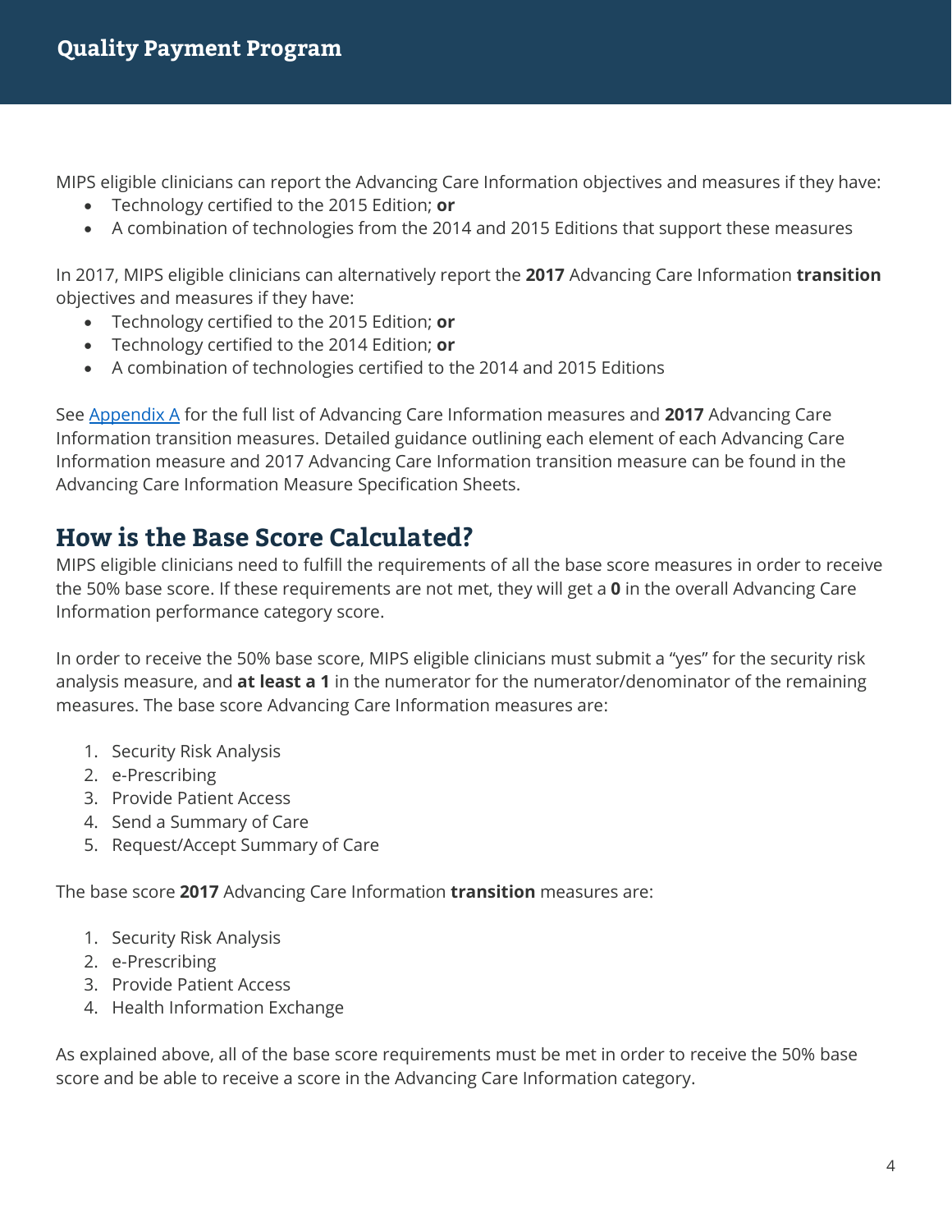MIPS eligible clinicians can report the Advancing Care Information objectives and measures if they have:

- Technology certified to the 2015 Edition; **or**
- A combination of technologies from the 2014 and 2015 Editions that support these measures

In 2017, MIPS eligible clinicians can alternatively report the **2017** Advancing Care Information **transition** objectives and measures if they have:

- Technology certified to the 2015 Edition; **or**
- Technology certified to the 2014 Edition; **or**
- A combination of technologies certified to the 2014 and 2015 Editions

See [Appendix A] for the full list of Advancing Care Information measures and **2017** Advancing Care Information transition measures. Detailed guidance outlining each element of each Advancing Care Information measure and 2017 Advancing Care Information transition measure can be found in the Advancing Care Information Measure Specification Sheets.

## How is the Base Score Calculated?

MIPS eligible clinicians need to fulfill the requirements of all the base score measures in order to receive the 50% base score. If these requirements are not met, they will get a **0** in the overall Advancing Care Information performance category score.

In order to receive the 50% base score, MIPS eligible clinicians must submit a "yes" for the security risk analysis measure, and **at least a 1** in the numerator for the numerator/denominator of the remaining measures. The base score Advancing Care Information measures are:

1. Security Risk Analysis
2. e-Prescribing
3. Provide Patient Access
4. Send a Summary of Care
5. Request/Accept Summary of Care

The base score **2017** Advancing Care Information **transition** measures are:

1. Security Risk Analysis
2. e-Prescribing
3. Provide Patient Access
4. Health Information Exchange

As explained above, all of the base score requirements must be met in order to receive the 50% base score and be able to receive a score in the Advancing Care Information category.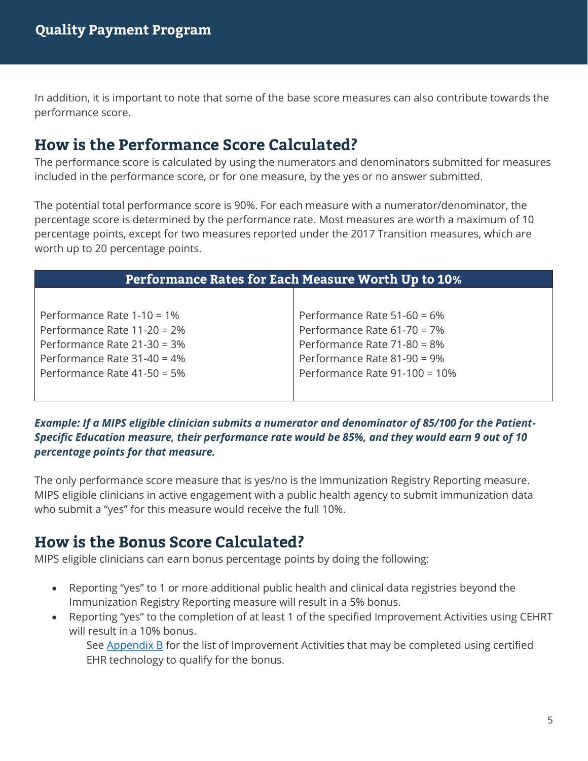In addition, it is important to note that some of the base score measures can also contribute towards the performance score.

## How is the Performance Score Calculated?

The performance score is calculated by using the numerators and denominators submitted for measures included in the performance score, or for one measure, by the yes or no answer submitted.

The potential total performance score is 90%. For each measure with a numerator/denominator, the percentage score is determined by the performance rate. Most measures are worth a maximum of 10 percentage points, except for two measures reported under the 2017 Transition measures, which are worth up to 20 percentage points.

| Performance Rates for Each Measure Worth Up to 10% | |
|---|---|
| Performance Rate 1-10 = 1%<br>Performance Rate 11-20 = 2%<br>Performance Rate 21-30 = 3%<br>Performance Rate 31-40 = 4%<br>Performance Rate 41-50 = 5% | Performance Rate 51-60 = 6%<br>Performance Rate 61-70 = 7%<br>Performance Rate 71-80 = 8%<br>Performance Rate 81-90 = 9%<br>Performance Rate 91-100 = 10% |

***Example: If a MIPS eligible clinician submits a numerator and denominator of 85/100 for the Patient-Specific Education measure, their performance rate would be 85%, and they would earn 9 out of 10 percentage points for that measure.***

The only performance score measure that is yes/no is the Immunization Registry Reporting measure. MIPS eligible clinicians in active engagement with a public health agency to submit immunization data who submit a "yes" for this measure would receive the full 10%.

## How is the Bonus Score Calculated?

MIPS eligible clinicians can earn bonus percentage points by doing the following:

- Reporting "yes" to 1 or more additional public health and clinical data registries beyond the Immunization Registry Reporting measure will result in a 5% bonus.
- Reporting "yes" to the completion of at least 1 of the specified Improvement Activities using CEHRT will result in a 10% bonus.
  See Appendix B for the list of Improvement Activities that may be completed using certified EHR technology to qualify for the bonus.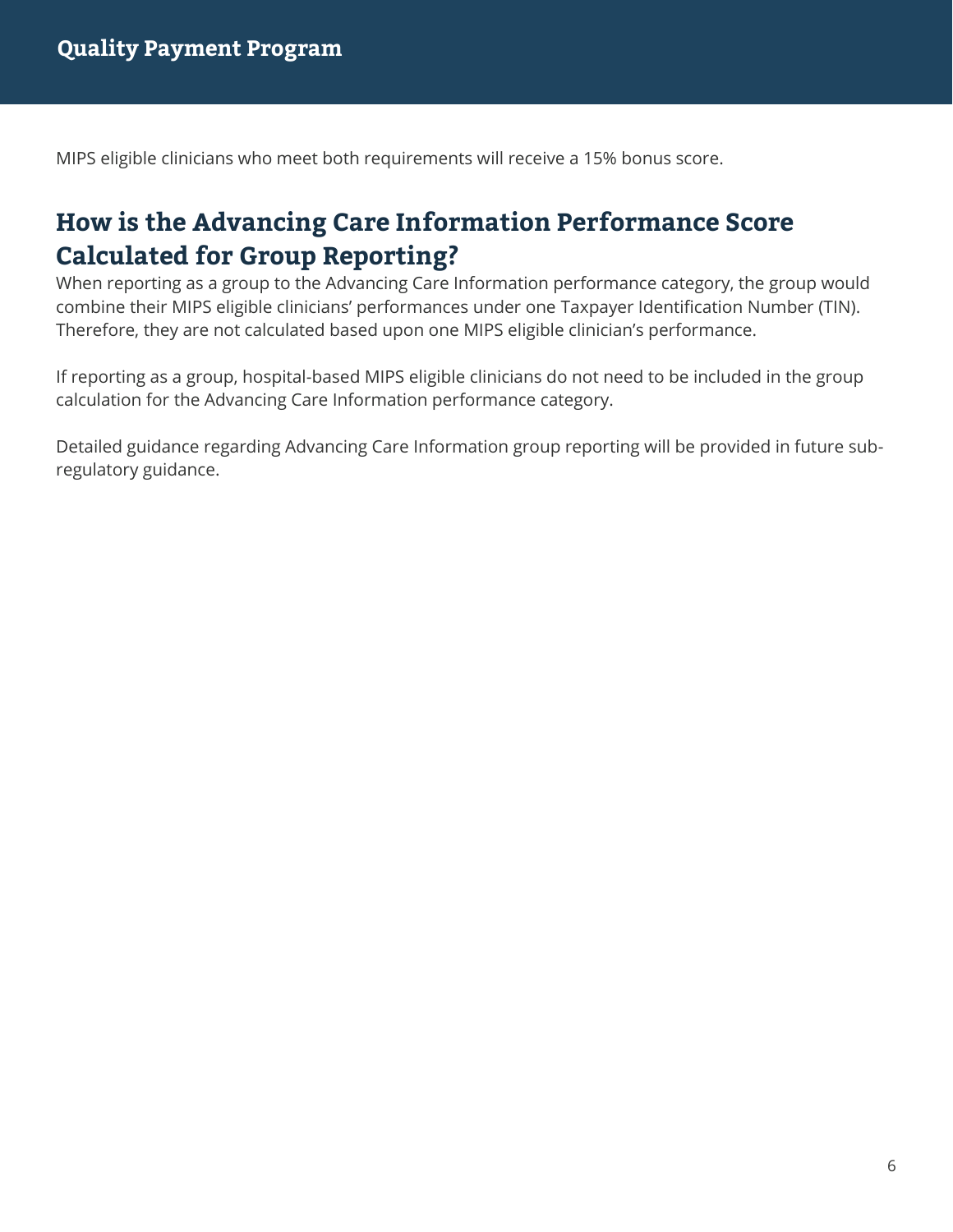MIPS eligible clinicians who meet both requirements will receive a 15% bonus score.

## How is the Advancing Care Information Performance Score Calculated for Group Reporting?

When reporting as a group to the Advancing Care Information performance category, the group would combine their MIPS eligible clinicians' performances under one Taxpayer Identification Number (TIN). Therefore, they are not calculated based upon one MIPS eligible clinician's performance.

If reporting as a group, hospital-based MIPS eligible clinicians do not need to be included in the group calculation for the Advancing Care Information performance category.

Detailed guidance regarding Advancing Care Information group reporting will be provided in future sub-regulatory guidance.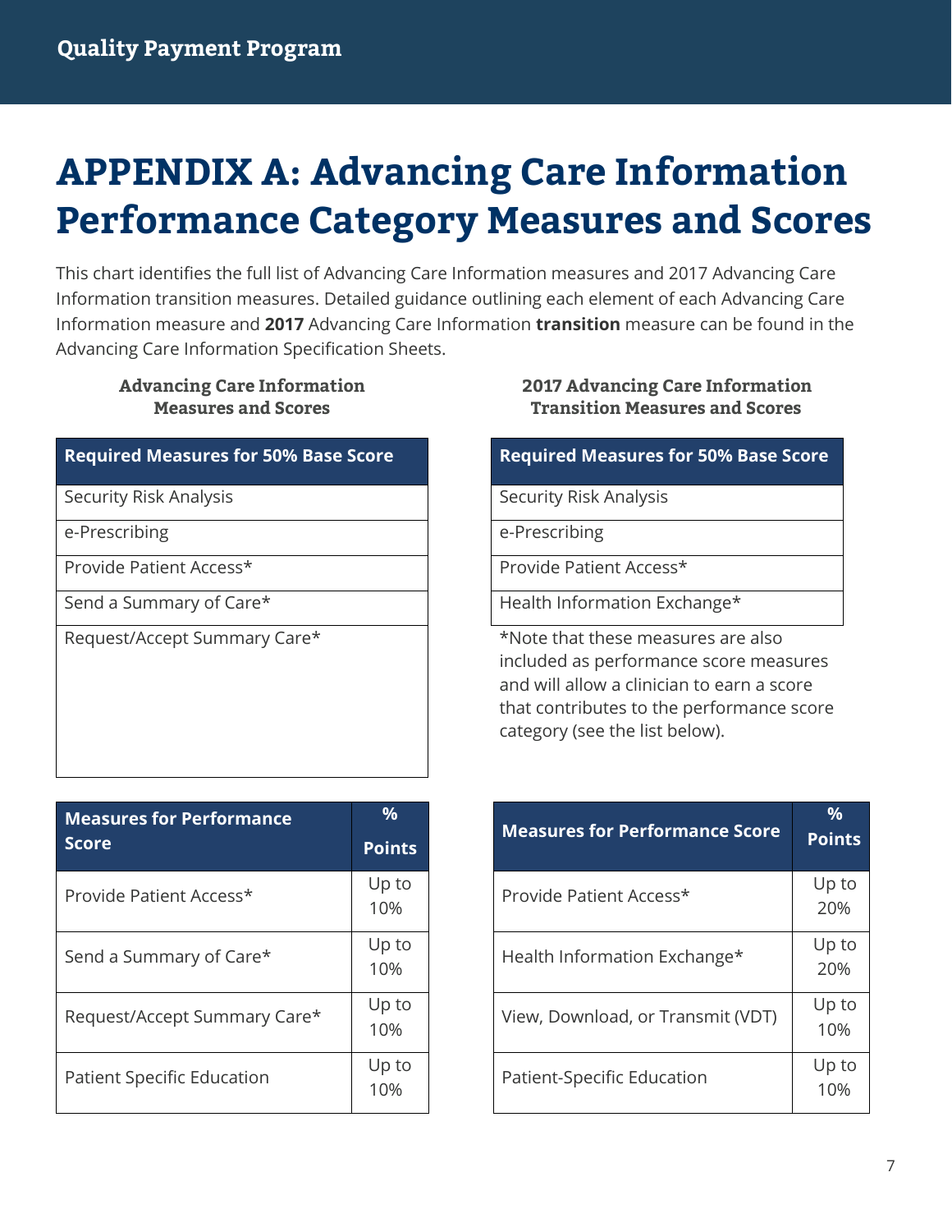# APPENDIX A: Advancing Care Information Performance Category Measures and Scores

This chart identifies the full list of Advancing Care Information measures and 2017 Advancing Care Information transition measures. Detailed guidance outlining each element of each Advancing Care Information measure and **2017** Advancing Care Information **transition** measure can be found in the Advancing Care Information Specification Sheets.

### Advancing Care Information Measures and Scores

| Required Measures for 50% Base Score |
| --- |
| Security Risk Analysis |
| e-Prescribing |
| Provide Patient Access* |
| Send a Summary of Care* |
| Request/Accept Summary Care* |

| Measures for Performance Score | % Points |
| --- | --- |
| Provide Patient Access* | Up to 10% |
| Send a Summary of Care* | Up to 10% |
| Request/Accept Summary Care* | Up to 10% |
| Patient Specific Education | Up to 10% |

### 2017 Advancing Care Information Transition Measures and Scores

| Required Measures for 50% Base Score |
| --- |
| Security Risk Analysis |
| e-Prescribing |
| Provide Patient Access* |
| Health Information Exchange* |

*Note that these measures are also included as performance score measures and will allow a clinician to earn a score that contributes to the performance score category (see the list below).

| Measures for Performance Score | % Points |
| --- | --- |
| Provide Patient Access* | Up to 20% |
| Health Information Exchange* | Up to 20% |
| View, Download, or Transmit (VDT) | Up to 10% |
| Patient-Specific Education | Up to 10% |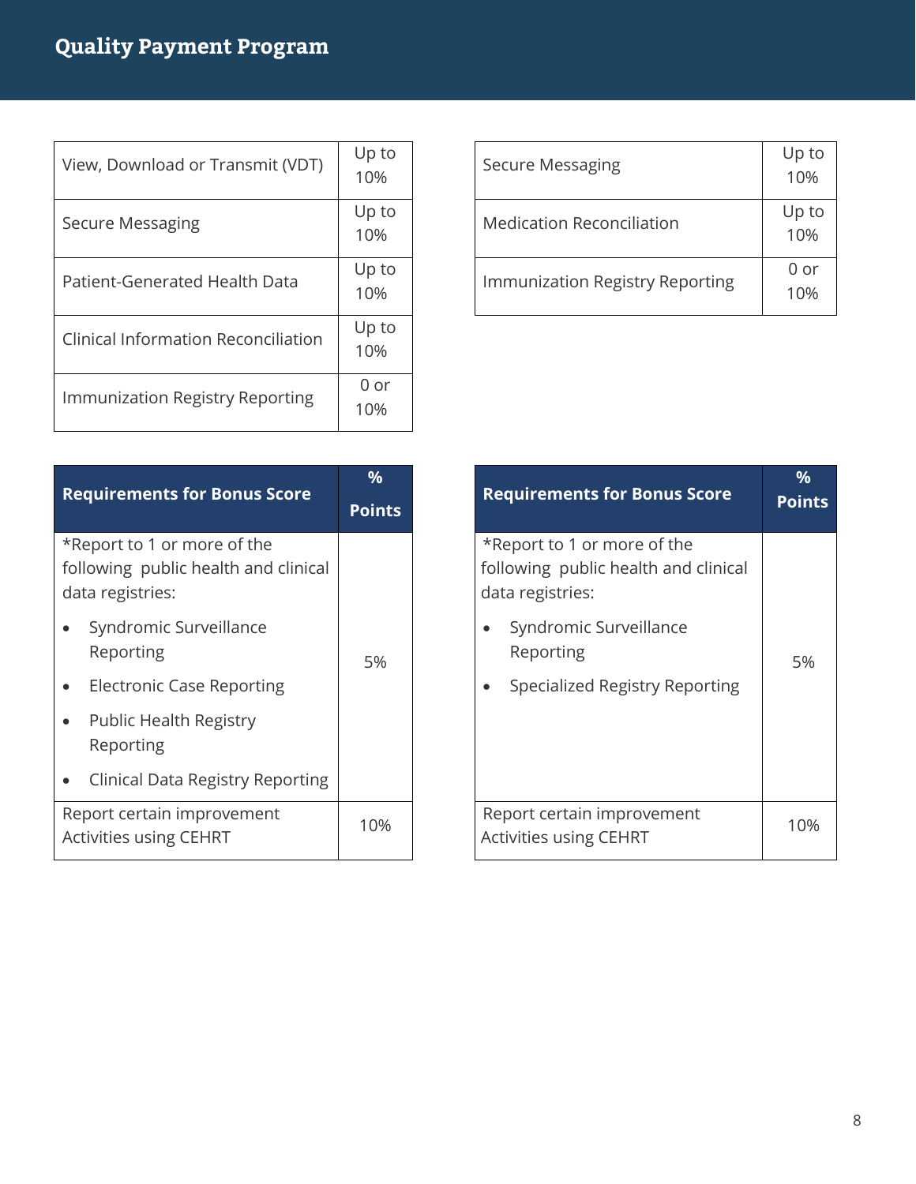| | |
|---|---|
| View, Download or Transmit (VDT) | Up to 10% |
| Secure Messaging | Up to 10% |
| Patient-Generated Health Data | Up to 10% |
| Clinical Information Reconciliation | Up to 10% |
| Immunization Registry Reporting | 0 or 10% |

| | |
|---|---|
| Secure Messaging | Up to 10% |
| Medication Reconciliation | Up to 10% |
| Immunization Registry Reporting | 0 or 10% |

| Requirements for Bonus Score | % Points |
|---|---|
| *Report to 1 or more of the following public health and clinical data registries:<br>• Syndromic Surveillance Reporting<br>• Electronic Case Reporting<br>• Public Health Registry Reporting<br>• Clinical Data Registry Reporting | 5% |
| Report certain improvement Activities using CEHRT | 10% |

| Requirements for Bonus Score | % Points |
|---|---|
| *Report to 1 or more of the following public health and clinical data registries:<br>• Syndromic Surveillance Reporting<br>• Specialized Registry Reporting | 5% |
| Report certain improvement Activities using CEHRT | 10% |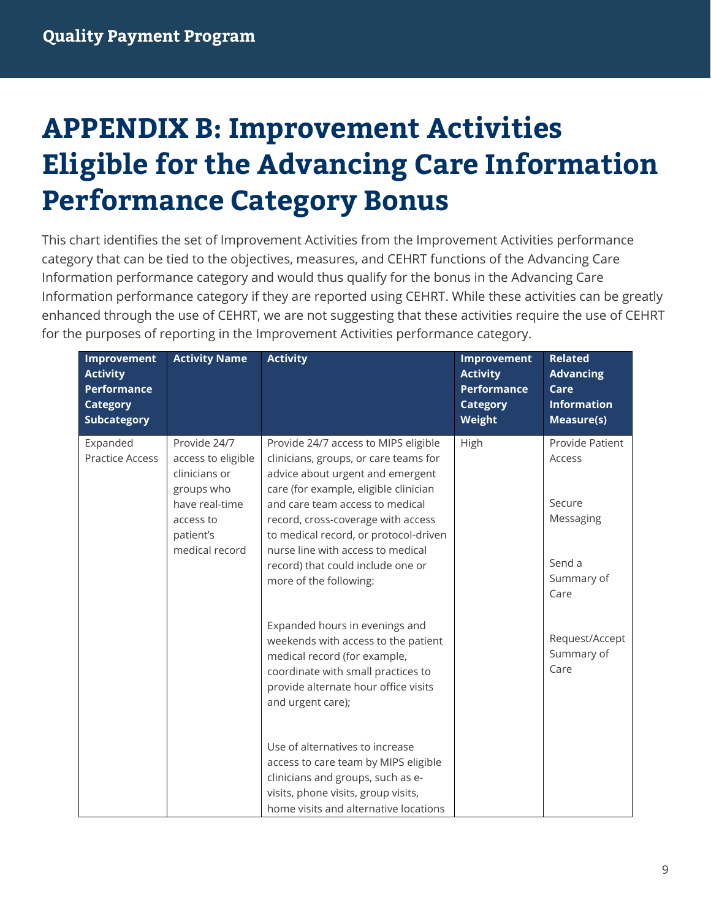# APPENDIX B: Improvement Activities Eligible for the Advancing Care Information Performance Category Bonus

This chart identifies the set of Improvement Activities from the Improvement Activities performance category that can be tied to the objectives, measures, and CEHRT functions of the Advancing Care Information performance category and would thus qualify for the bonus in the Advancing Care Information performance category if they are reported using CEHRT. While these activities can be greatly enhanced through the use of CEHRT, we are not suggesting that these activities require the use of CEHRT for the purposes of reporting in the Improvement Activities performance category.

| Improvement Activity Performance Category Subcategory | Activity Name | Activity | Improvement Activity Performance Category Weight | Related Advancing Care Information Measure(s) |
|---|---|---|---|---|
| Expanded Practice Access | Provide 24/7 access to eligible clinicians or groups who have real-time access to patient's medical record | Provide 24/7 access to MIPS eligible clinicians, groups, or care teams for advice about urgent and emergent care (for example, eligible clinician and care team access to medical record, cross-coverage with access to medical record, or protocol-driven nurse line with access to medical record) that could include one or more of the following:<br><br>Expanded hours in evenings and weekends with access to the patient medical record (for example, coordinate with small practices to provide alternate hour office visits and urgent care);<br><br>Use of alternatives to increase access to care team by MIPS eligible clinicians and groups, such as e-visits, phone visits, group visits, home visits and alternative locations | High | Provide Patient Access<br><br>Secure Messaging<br><br>Send a Summary of Care<br><br>Request/Accept Summary of Care |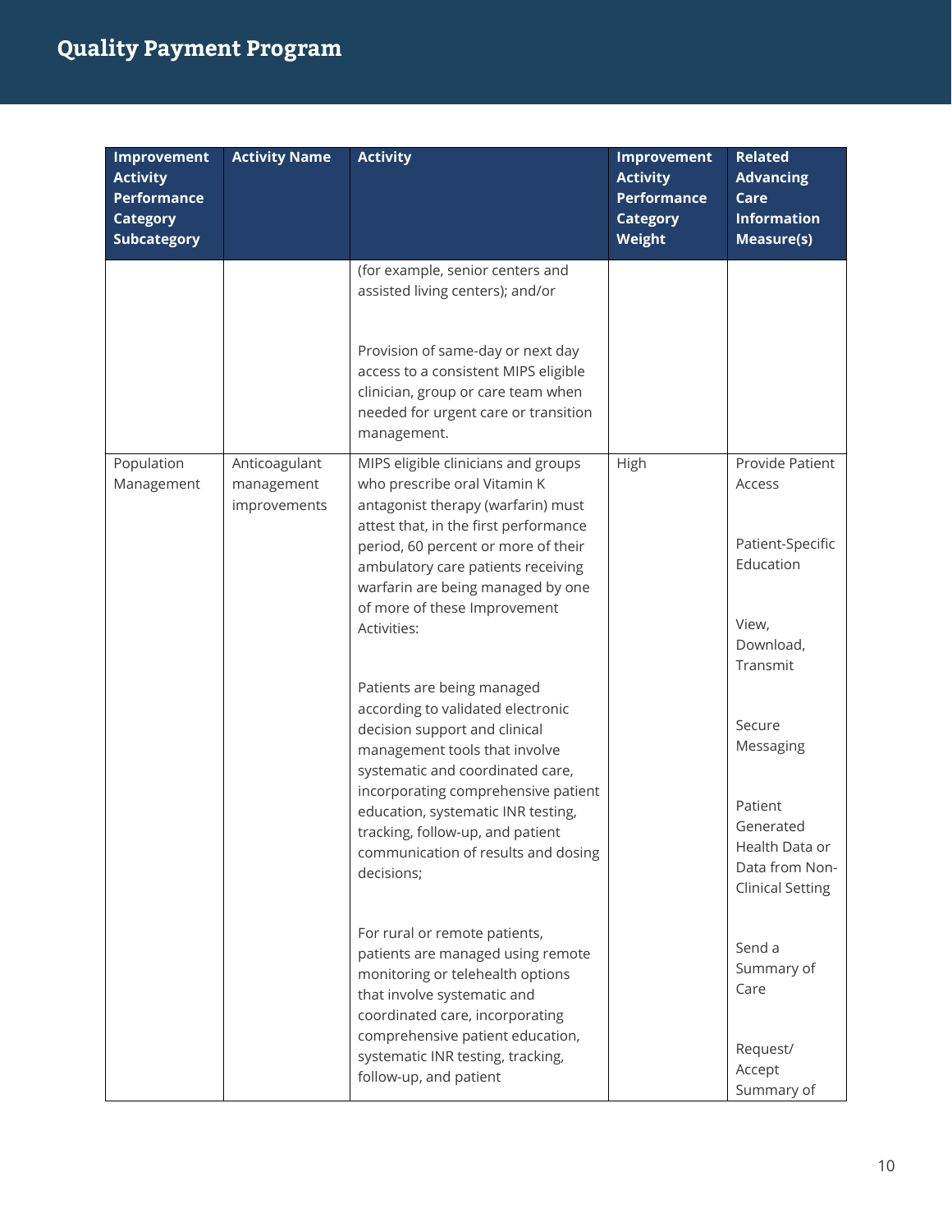| Improvement Activity Performance Category Subcategory | Activity Name | Activity | Improvement Activity Performance Category Weight | Related Advancing Care Information Measure(s) |
|---|---|---|---|---|
| | | (for example, senior centers and assisted living centers); and/or<br><br>Provision of same-day or next day access to a consistent MIPS eligible clinician, group or care team when needed for urgent care or transition management. | | |
| Population Management | Anticoagulant management improvements | MIPS eligible clinicians and groups who prescribe oral Vitamin K antagonist therapy (warfarin) must attest that, in the first performance period, 60 percent or more of their ambulatory care patients receiving warfarin are being managed by one of more of these Improvement Activities:<br><br>Patients are being managed according to validated electronic decision support and clinical management tools that involve systematic and coordinated care, incorporating comprehensive patient education, systematic INR testing, tracking, follow-up, and patient communication of results and dosing decisions;<br><br>For rural or remote patients, patients are managed using remote monitoring or telehealth options that involve systematic and coordinated care, incorporating comprehensive patient education, systematic INR testing, tracking, follow-up, and patient | High | Provide Patient Access<br><br>Patient-Specific Education<br><br>View, Download, Transmit<br><br>Secure Messaging<br><br>Patient Generated Health Data or Data from Non-Clinical Setting<br><br>Send a Summary of Care<br><br>Request/ Accept Summary of |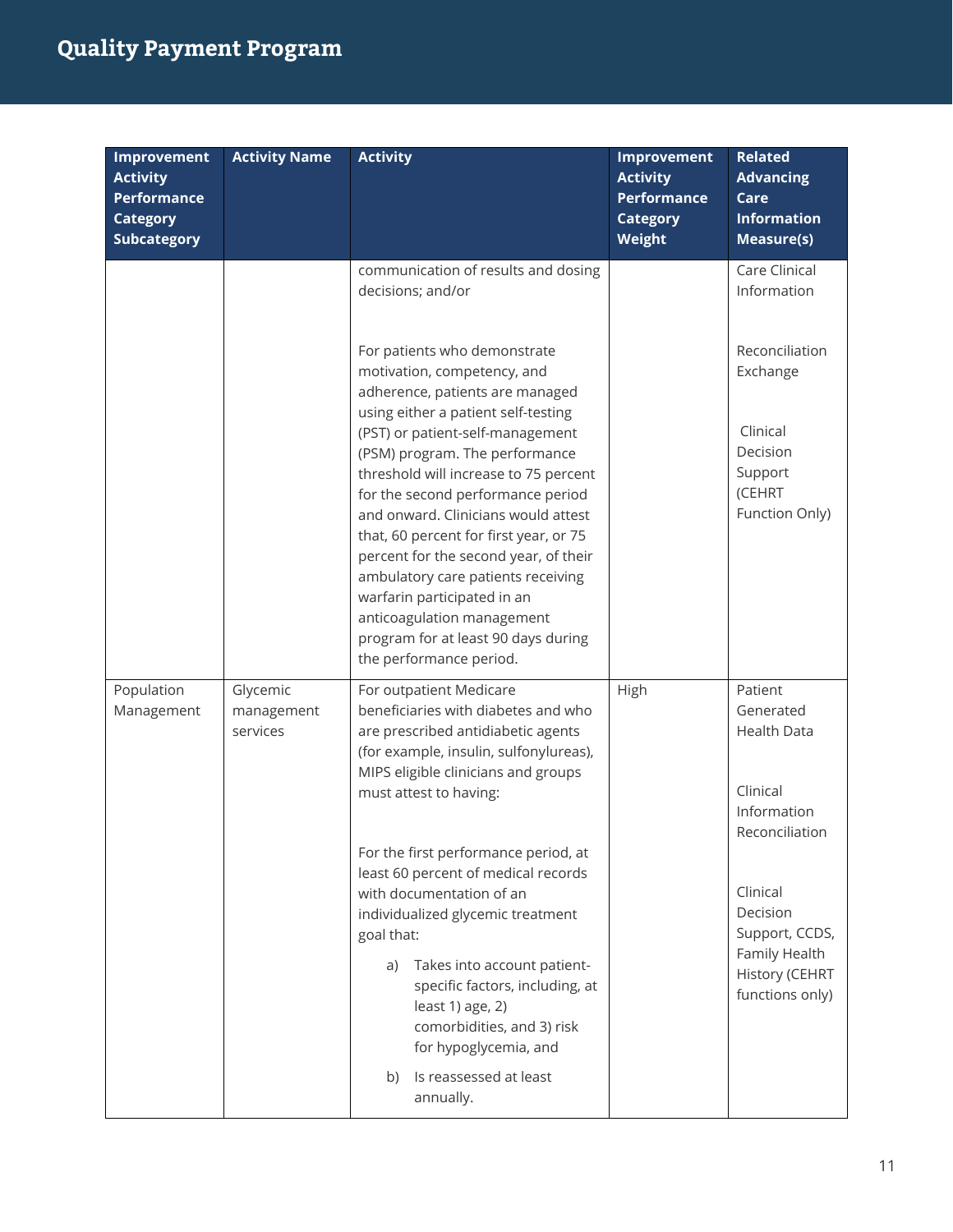| Improvement Activity Performance Category Subcategory | Activity Name | Activity | Improvement Activity Performance Category Weight | Related Advancing Care Information Measure(s) |
|---|---|---|---|---|
| | | communication of results and dosing decisions; and/or<br><br>For patients who demonstrate motivation, competency, and adherence, patients are managed using either a patient self-testing (PST) or patient-self-management (PSM) program. The performance threshold will increase to 75 percent for the second performance period and onward. Clinicians would attest that, 60 percent for first year, or 75 percent for the second year, of their ambulatory care patients receiving warfarin participated in an anticoagulation management program for at least 90 days during the performance period. | | Care Clinical Information<br><br>Reconciliation Exchange<br><br>Clinical Decision Support (CEHRT Function Only) |
| Population Management | Glycemic management services | For outpatient Medicare beneficiaries with diabetes and who are prescribed antidiabetic agents (for example, insulin, sulfonylureas), MIPS eligible clinicians and groups must attest to having:<br><br>For the first performance period, at least 60 percent of medical records with documentation of an individualized glycemic treatment goal that:<br>a) Takes into account patient-specific factors, including, at least 1) age, 2) comorbidities, and 3) risk for hypoglycemia, and<br>b) Is reassessed at least annually. | High | Patient Generated Health Data<br><br>Clinical Information Reconciliation<br><br>Clinical Decision Support, CCDS, Family Health History (CEHRT functions only) |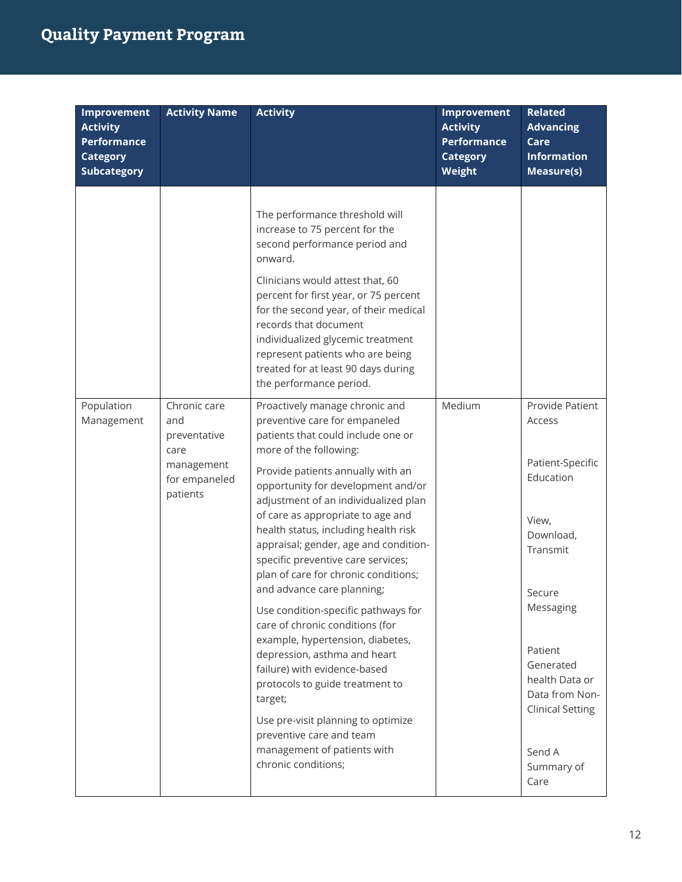| Improvement Activity Performance Category Subcategory | Activity Name | Activity | Improvement Activity Performance Category Weight | Related Advancing Care Information Measure(s) |
|---|---|---|---|---|
| | | The performance threshold will increase to 75 percent for the second performance period and onward.<br><br>Clinicians would attest that, 60 percent for first year, or 75 percent for the second year, of their medical records that document individualized glycemic treatment represent patients who are being treated for at least 90 days during the performance period. | | |
| Population Management | Chronic care and preventative care management for empaneled patients | Proactively manage chronic and preventive care for empaneled patients that could include one or more of the following:<br><br>Provide patients annually with an opportunity for development and/or adjustment of an individualized plan of care as appropriate to age and health status, including health risk appraisal; gender, age and condition-specific preventive care services; plan of care for chronic conditions; and advance care planning;<br><br>Use condition-specific pathways for care of chronic conditions (for example, hypertension, diabetes, depression, asthma and heart failure) with evidence-based protocols to guide treatment to target;<br><br>Use pre-visit planning to optimize preventive care and team management of patients with chronic conditions; | Medium | Provide Patient Access<br><br>Patient-Specific Education<br><br>View, Download, Transmit<br><br>Secure Messaging<br><br>Patient Generated health Data or Data from Non-Clinical Setting<br><br>Send A Summary of Care |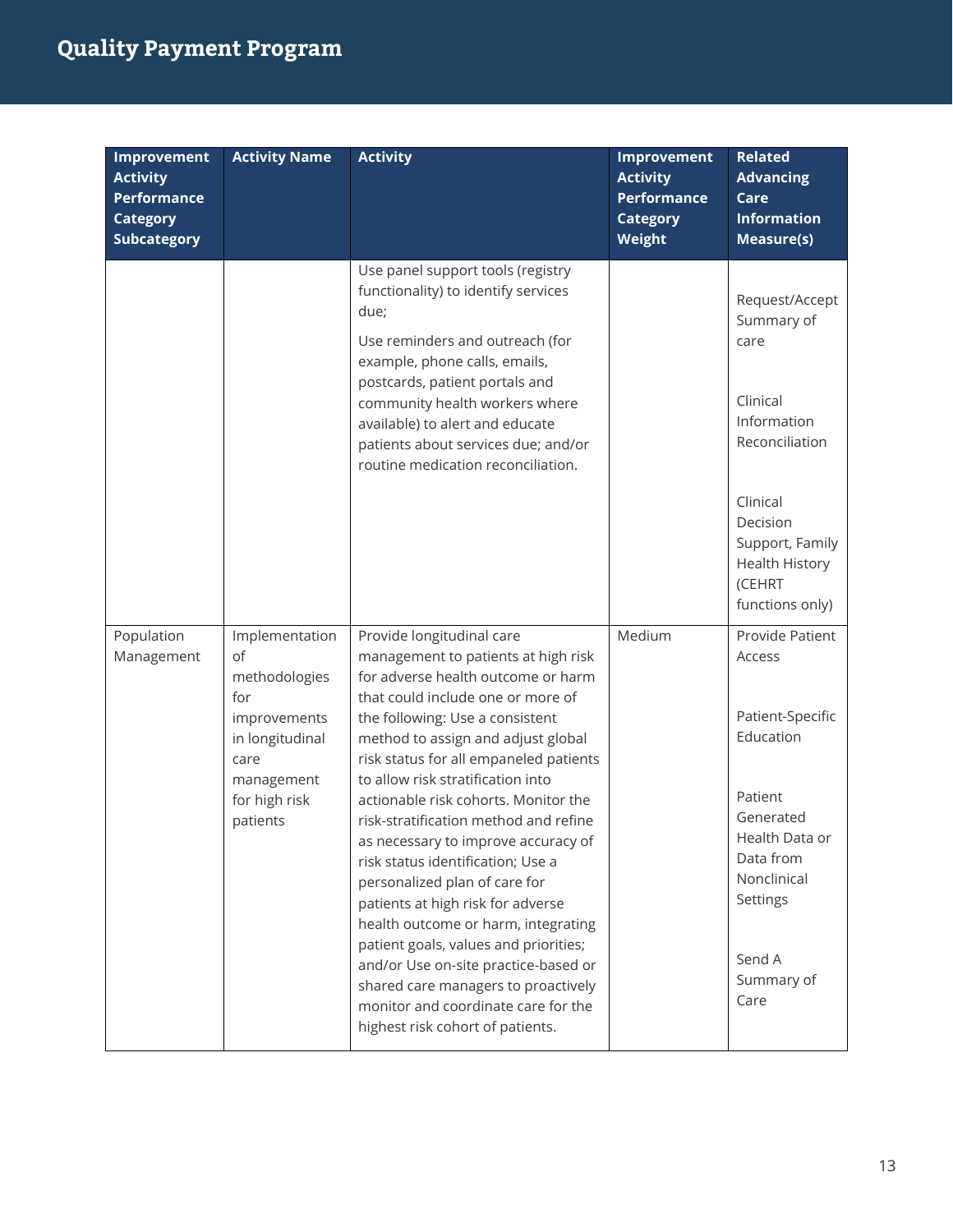| Improvement Activity Performance Category Subcategory | Activity Name | Activity | Improvement Activity Performance Category Weight | Related Advancing Care Information Measure(s) |
|---|---|---|---|---|
| | | Use panel support tools (registry functionality) to identify services due;<br><br>Use reminders and outreach (for example, phone calls, emails, postcards, patient portals and community health workers where available) to alert and educate patients about services due; and/or routine medication reconciliation. | | Request/Accept Summary of care<br><br>Clinical Information Reconciliation<br><br>Clinical Decision Support, Family Health History (CEHRT functions only) |
| Population Management | Implementation of methodologies for improvements in longitudinal care management for high risk patients | Provide longitudinal care management to patients at high risk for adverse health outcome or harm that could include one or more of the following: Use a consistent method to assign and adjust global risk status for all empaneled patients to allow risk stratification into actionable risk cohorts. Monitor the risk-stratification method and refine as necessary to improve accuracy of risk status identification; Use a personalized plan of care for patients at high risk for adverse health outcome or harm, integrating patient goals, values and priorities; and/or Use on-site practice-based or shared care managers to proactively monitor and coordinate care for the highest risk cohort of patients. | Medium | Provide Patient Access<br><br>Patient-Specific Education<br><br>Patient Generated Health Data or Data from Nonclinical Settings<br><br>Send A Summary of Care |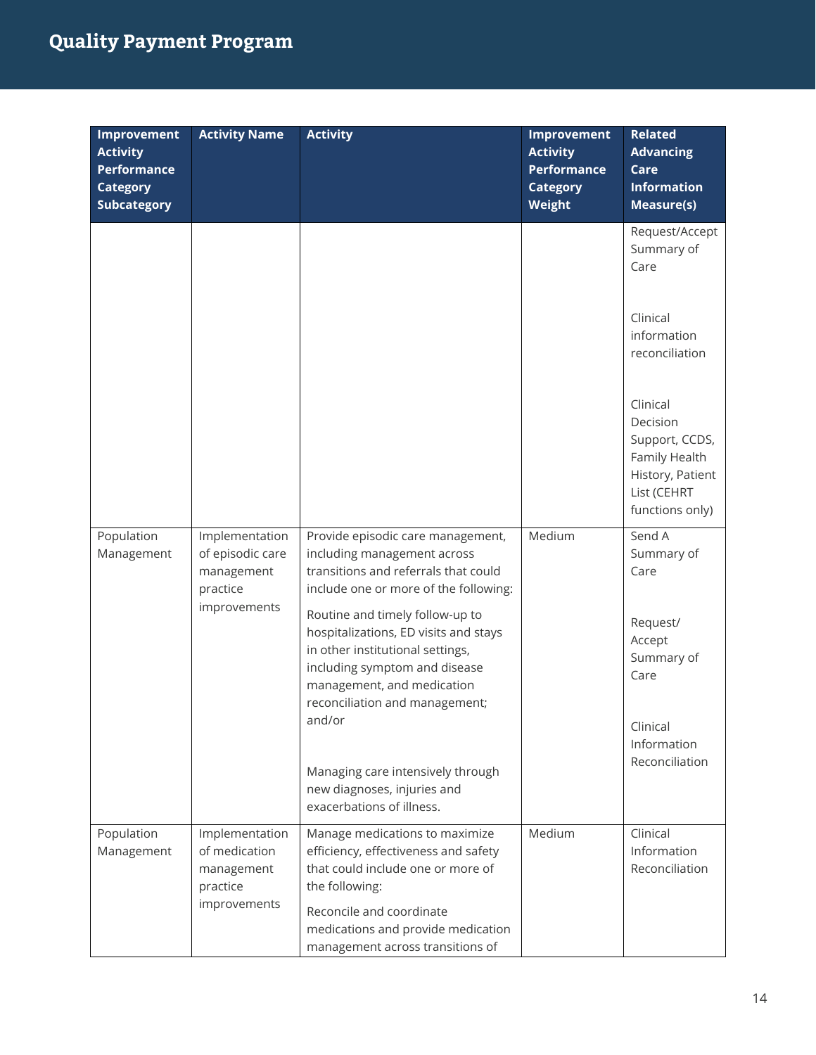| Improvement Activity Performance Category Subcategory | Activity Name | Activity | Improvement Activity Performance Category Weight | Related Advancing Care Information Measure(s) |
|---|---|---|---|---|
| | | | | Request/Accept Summary of Care<br><br>Clinical information reconciliation<br><br>Clinical Decision Support, CCDS, Family Health History, Patient List (CEHRT functions only) |
| Population Management | Implementation of episodic care management practice improvements | Provide episodic care management, including management across transitions and referrals that could include one or more of the following:<br><br>Routine and timely follow-up to hospitalizations, ED visits and stays in other institutional settings, including symptom and disease management, and medication reconciliation and management; and/or<br><br>Managing care intensively through new diagnoses, injuries and exacerbations of illness. | Medium | Send A Summary of Care<br><br>Request/ Accept Summary of Care<br><br>Clinical Information Reconciliation |
| Population Management | Implementation of medication management practice improvements | Manage medications to maximize efficiency, effectiveness and safety that could include one or more of the following:<br><br>Reconcile and coordinate medications and provide medication management across transitions of | Medium | Clinical Information Reconciliation |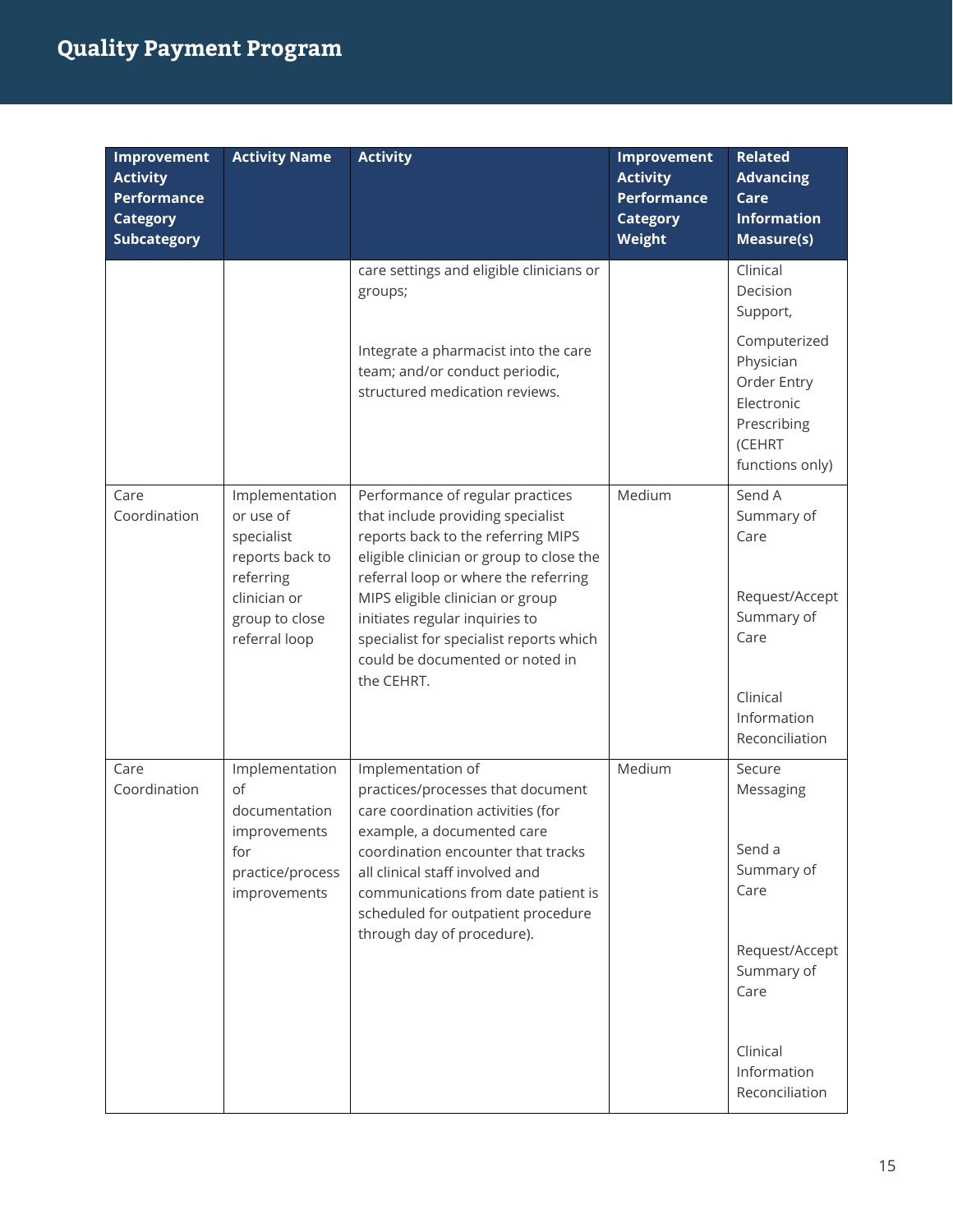| Improvement Activity Performance Category Subcategory | Activity Name | Activity | Improvement Activity Performance Category Weight | Related Advancing Care Information Measure(s) |
|---|---|---|---|---|
| | | care settings and eligible clinicians or groups;<br><br>Integrate a pharmacist into the care team; and/or conduct periodic, structured medication reviews. | | Clinical Decision Support,<br>Computerized Physician Order Entry Electronic Prescribing (CEHRT functions only) |
| Care Coordination | Implementation or use of specialist reports back to referring clinician or group to close referral loop | Performance of regular practices that include providing specialist reports back to the referring MIPS eligible clinician or group to close the referral loop or where the referring MIPS eligible clinician or group initiates regular inquiries to specialist for specialist reports which could be documented or noted in the CEHRT. | Medium | Send A Summary of Care<br><br>Request/Accept Summary of Care<br><br>Clinical Information Reconciliation |
| Care Coordination | Implementation of documentation improvements for practice/process improvements | Implementation of practices/processes that document care coordination activities (for example, a documented care coordination encounter that tracks all clinical staff involved and communications from date patient is scheduled for outpatient procedure through day of procedure). | Medium | Secure Messaging<br><br>Send a Summary of Care<br><br>Request/Accept Summary of Care<br><br>Clinical Information Reconciliation |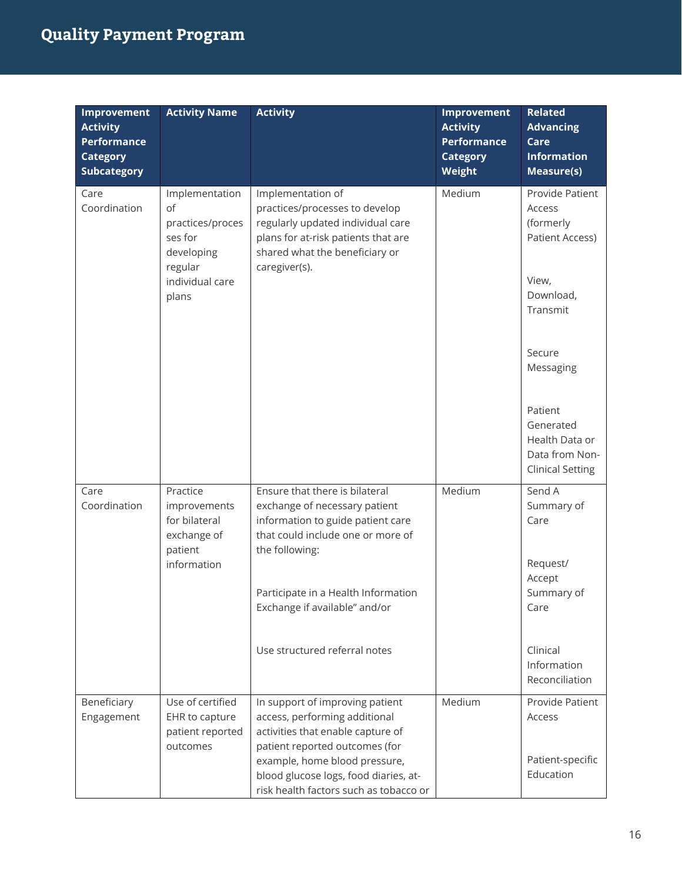| Improvement Activity Performance Category Subcategory | Activity Name | Activity | Improvement Activity Performance Category Weight | Related Advancing Care Information Measure(s) |
|---|---|---|---|---|
| Care Coordination | Implementation of practices/processes for developing regular individual care plans | Implementation of practices/processes to develop regularly updated individual care plans for at-risk patients that are shared what the beneficiary or caregiver(s). | Medium | Provide Patient Access (formerly Patient Access)<br><br>View, Download, Transmit<br><br>Secure Messaging<br><br>Patient Generated Health Data or Data from Non-Clinical Setting |
| Care Coordination | Practice improvements for bilateral exchange of patient information | Ensure that there is bilateral exchange of necessary patient information to guide patient care that could include one or more of the following:<br><br>Participate in a Health Information Exchange if available" and/or<br><br>Use structured referral notes | Medium | Send A Summary of Care<br><br>Request/ Accept Summary of Care<br><br>Clinical Information Reconciliation |
| Beneficiary Engagement | Use of certified EHR to capture patient reported outcomes | In support of improving patient access, performing additional activities that enable capture of patient reported outcomes (for example, home blood pressure, blood glucose logs, food diaries, at-risk health factors such as tobacco or | Medium | Provide Patient Access<br><br>Patient-specific Education |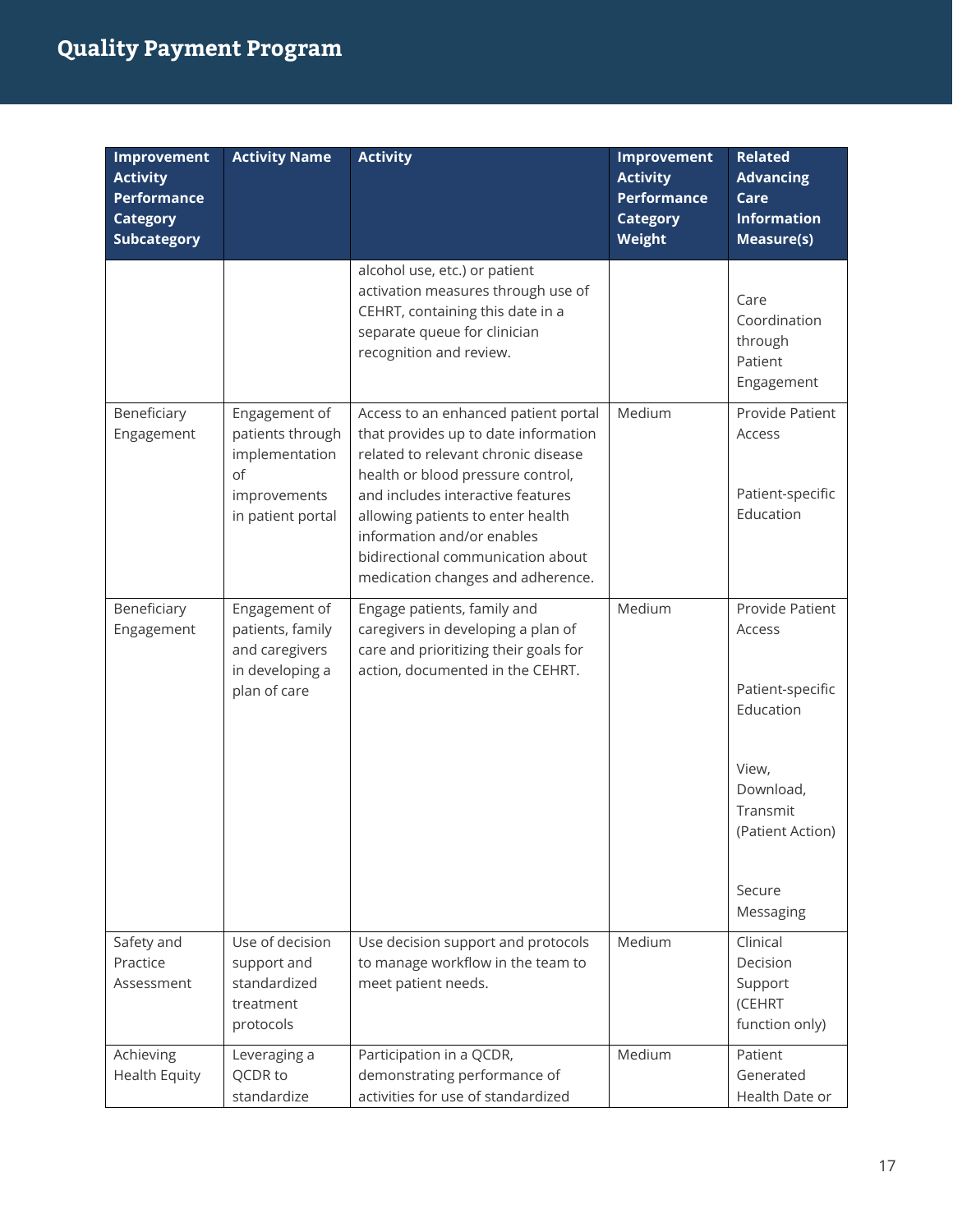| Improvement Activity Performance Category Subcategory | Activity Name | Activity | Improvement Activity Performance Category Weight | Related Advancing Care Information Measure(s) |
|---|---|---|---|---|
| | | alcohol use, etc.) or patient activation measures through use of CEHRT, containing this date in a separate queue for clinician recognition and review. | | Care Coordination through Patient Engagement |
| Beneficiary Engagement | Engagement of patients through implementation of improvements in patient portal | Access to an enhanced patient portal that provides up to date information related to relevant chronic disease health or blood pressure control, and includes interactive features allowing patients to enter health information and/or enables bidirectional communication about medication changes and adherence. | Medium | Provide Patient Access<br><br>Patient-specific Education |
| Beneficiary Engagement | Engagement of patients, family and caregivers in developing a plan of care | Engage patients, family and caregivers in developing a plan of care and prioritizing their goals for action, documented in the CEHRT. | Medium | Provide Patient Access<br><br>Patient-specific Education<br><br>View, Download, Transmit (Patient Action)<br><br>Secure Messaging |
| Safety and Practice Assessment | Use of decision support and standardized treatment protocols | Use decision support and protocols to manage workflow in the team to meet patient needs. | Medium | Clinical Decision Support (CEHRT function only) |
| Achieving Health Equity | Leveraging a QCDR to standardize | Participation in a QCDR, demonstrating performance of activities for use of standardized | Medium | Patient Generated Health Date or |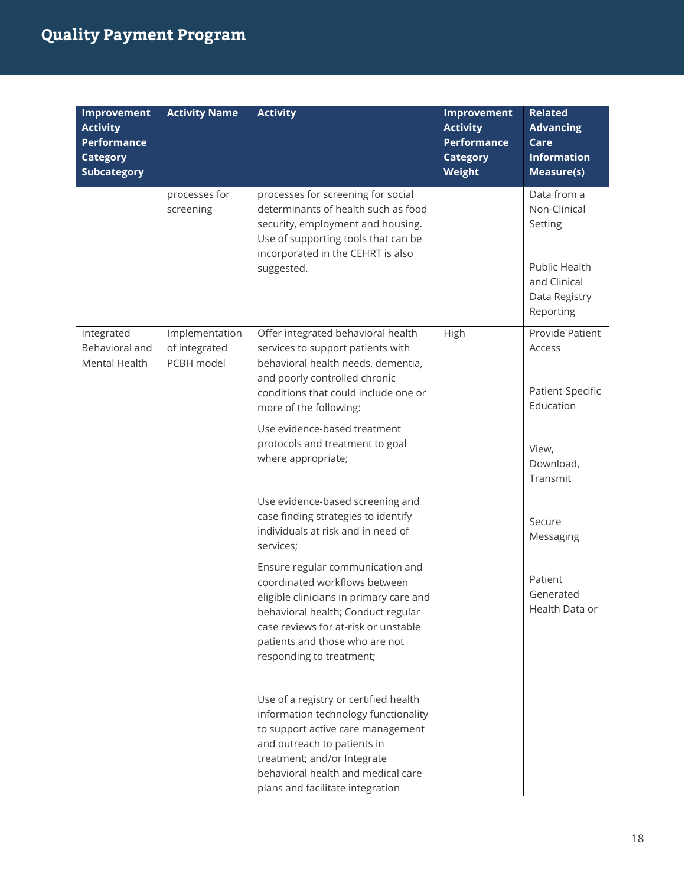| Improvement Activity Performance Category Subcategory | Activity Name | Activity | Improvement Activity Performance Category Weight | Related Advancing Care Information Measure(s) |
| --- | --- | --- | --- | --- |
| | processes for screening | processes for screening for social determinants of health such as food security, employment and housing. Use of supporting tools that can be incorporated in the CEHRT is also suggested. | | Data from a Non-Clinical Setting<br><br>Public Health and Clinical Data Registry Reporting |
| Integrated Behavioral and Mental Health | Implementation of integrated PCBH model | Offer integrated behavioral health services to support patients with behavioral health needs, dementia, and poorly controlled chronic conditions that could include one or more of the following:<br><br>Use evidence-based treatment protocols and treatment to goal where appropriate;<br><br>Use evidence-based screening and case finding strategies to identify individuals at risk and in need of services;<br><br>Ensure regular communication and coordinated workflows between eligible clinicians in primary care and behavioral health; Conduct regular case reviews for at-risk or unstable patients and those who are not responding to treatment;<br><br>Use of a registry or certified health information technology functionality to support active care management and outreach to patients in treatment; and/or Integrate behavioral health and medical care plans and facilitate integration | High | Provide Patient Access<br><br>Patient-Specific Education<br><br>View, Download, Transmit<br><br>Secure Messaging<br><br>Patient Generated Health Data or |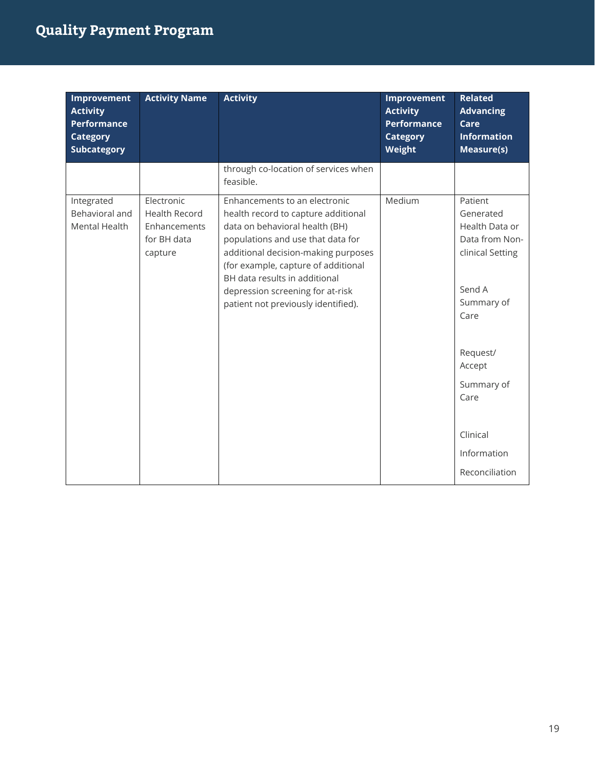| Improvement Activity Performance Category Subcategory | Activity Name | Activity | Improvement Activity Performance Category Weight | Related Advancing Care Information Measure(s) |
|---|---|---|---|---|
| | | through co-location of services when feasible. | | |
| Integrated Behavioral and Mental Health | Electronic Health Record Enhancements for BH data capture | Enhancements to an electronic health record to capture additional data on behavioral health (BH) populations and use that data for additional decision-making purposes (for example, capture of additional BH data results in additional depression screening for at-risk patient not previously identified). | Medium | Patient Generated Health Data or Data from Non-clinical Setting<br><br>Send A Summary of Care<br><br>Request/ Accept Summary of Care<br><br>Clinical Information Reconciliation |